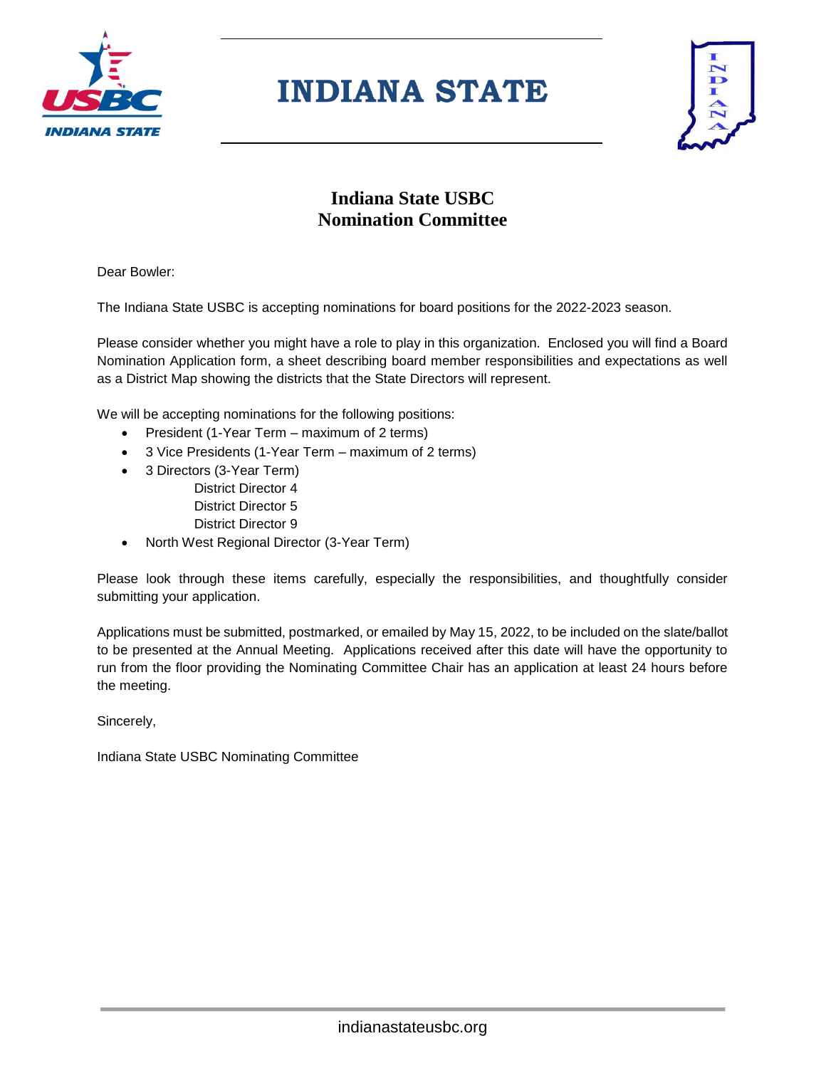# INDIANA STATE

## Indiana State USBC
## Nomination Committee

Dear Bowler:

The Indiana State USBC is accepting nominations for board positions for the 2022-2023 season.

Please consider whether you might have a role to play in this organization. Enclosed you will find a Board Nomination Application form, a sheet describing board member responsibilities and expectations as well as a District Map showing the districts that the State Directors will represent.

We will be accepting nominations for the following positions:

- President (1-Year Term – maximum of 2 terms)
- 3 Vice Presidents (1-Year Term – maximum of 2 terms)
- 3 Directors (3-Year Term)
  - District Director 4
  - District Director 5
  - District Director 9
- North West Regional Director (3-Year Term)

Please look through these items carefully, especially the responsibilities, and thoughtfully consider submitting your application.

Applications must be submitted, postmarked, or emailed by May 15, 2022, to be included on the slate/ballot to be presented at the Annual Meeting. Applications received after this date will have the opportunity to run from the floor providing the Nominating Committee Chair has an application at least 24 hours before the meeting.

Sincerely,

Indiana State USBC Nominating Committee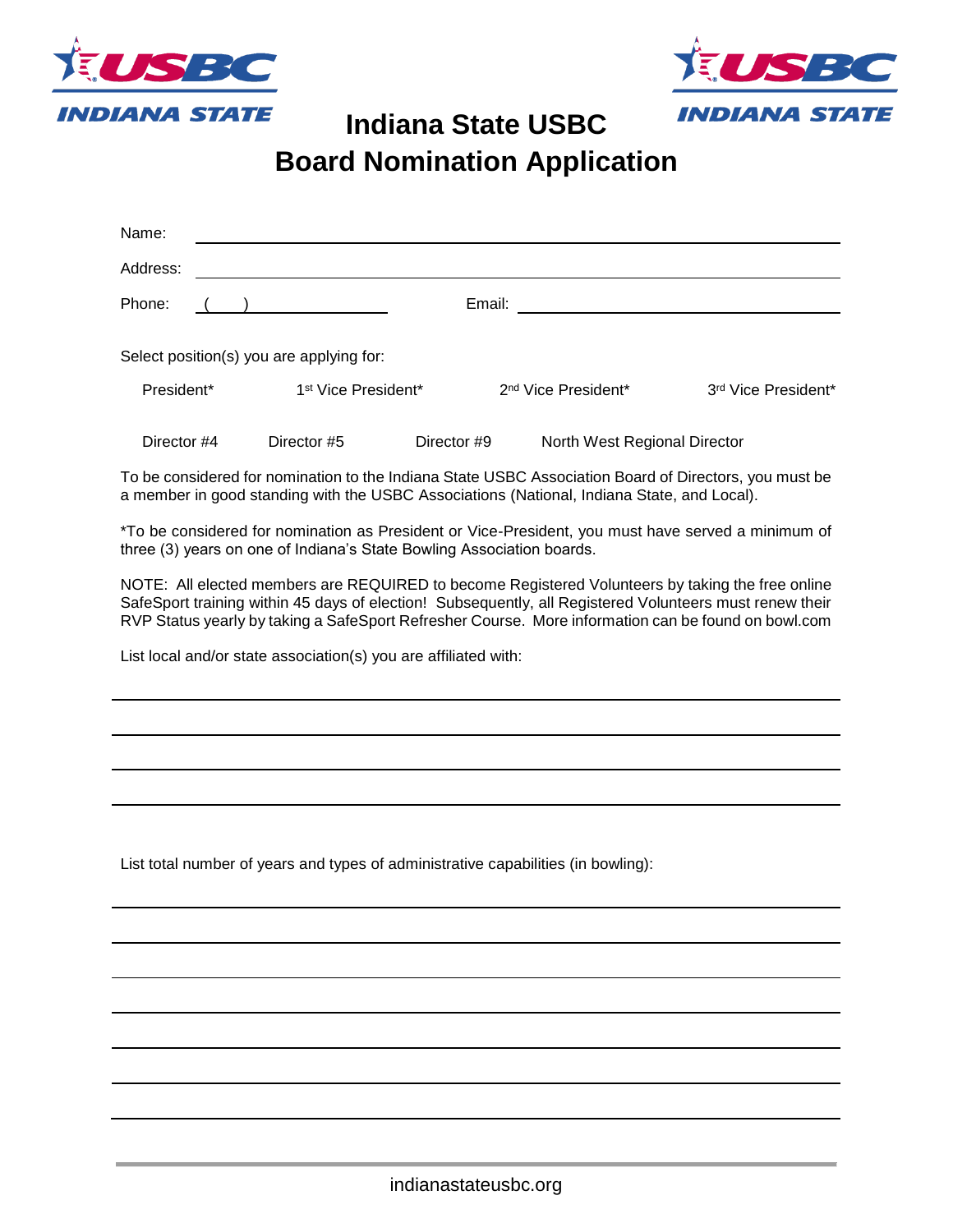# Indiana State USBC
# Board Nomination Application

Name: ______________________________________________

Address: ______________________________________________

Phone: ( ) ____________ Email: ______________________________

Select position(s) you are applying for:

President* 1st Vice President* 2nd Vice President* 3rd Vice President*

Director #4 Director #5 Director #9 North West Regional Director

To be considered for nomination to the Indiana State USBC Association Board of Directors, you must be a member in good standing with the USBC Associations (National, Indiana State, and Local).

*To be considered for nomination as President or Vice-President, you must have served a minimum of three (3) years on one of Indiana's State Bowling Association boards.

NOTE: All elected members are REQUIRED to become Registered Volunteers by taking the free online SafeSport training within 45 days of election! Subsequently, all Registered Volunteers must renew their RVP Status yearly by taking a SafeSport Refresher Course. More information can be found on bowl.com

List local and/or state association(s) you are affiliated with:

______________________________________________

______________________________________________

______________________________________________

______________________________________________

List total number of years and types of administrative capabilities (in bowling):

______________________________________________

______________________________________________

______________________________________________

______________________________________________

______________________________________________

______________________________________________

______________________________________________

indianastateusbc.org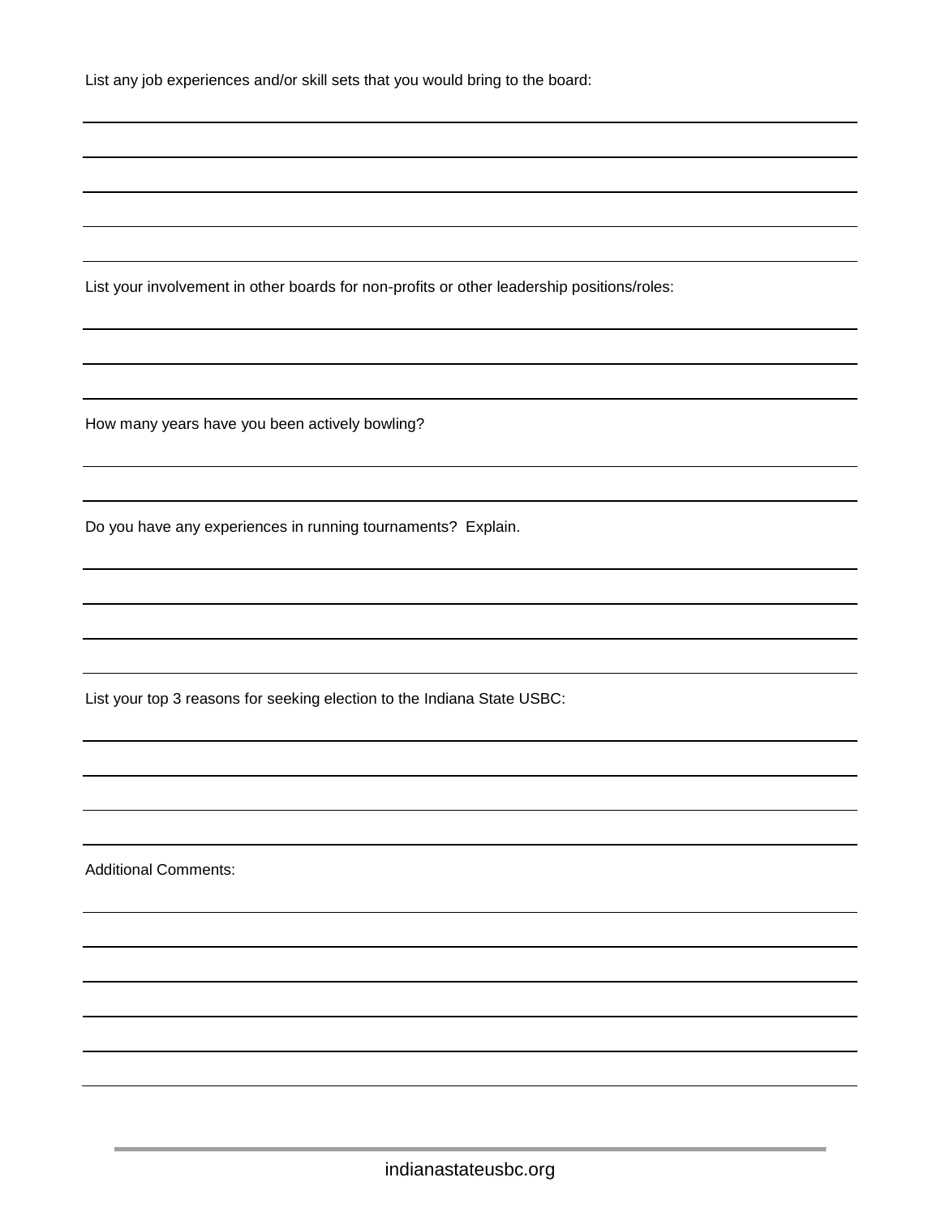List any job experiences and/or skill sets that you would bring to the board:

List your involvement in other boards for non-profits or other leadership positions/roles:

How many years have you been actively bowling?

Do you have any experiences in running tournaments?  Explain.

List your top 3 reasons for seeking election to the Indiana State USBC:

Additional Comments: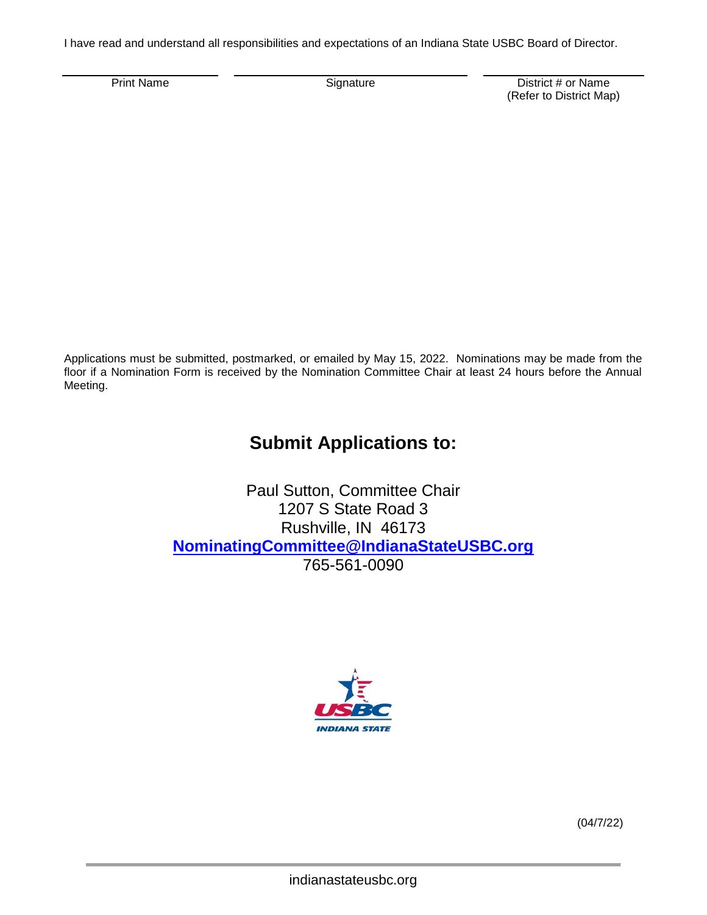I have read and understand all responsibilities and expectations of an Indiana State USBC Board of Director.

| Print Name | Signature | District # or Name (Refer to District Map) |
|---|---|---|

Applications must be submitted, postmarked, or emailed by May 15, 2022. Nominations may be made from the floor if a Nomination Form is received by the Nomination Committee Chair at least 24 hours before the Annual Meeting.

## Submit Applications to:

Paul Sutton, Committee Chair
1207 S State Road 3
Rushville, IN 46173
**NominatingCommittee@IndianaStateUSBC.org**
765-561-0090

(04/7/22)

indianastateusbc.org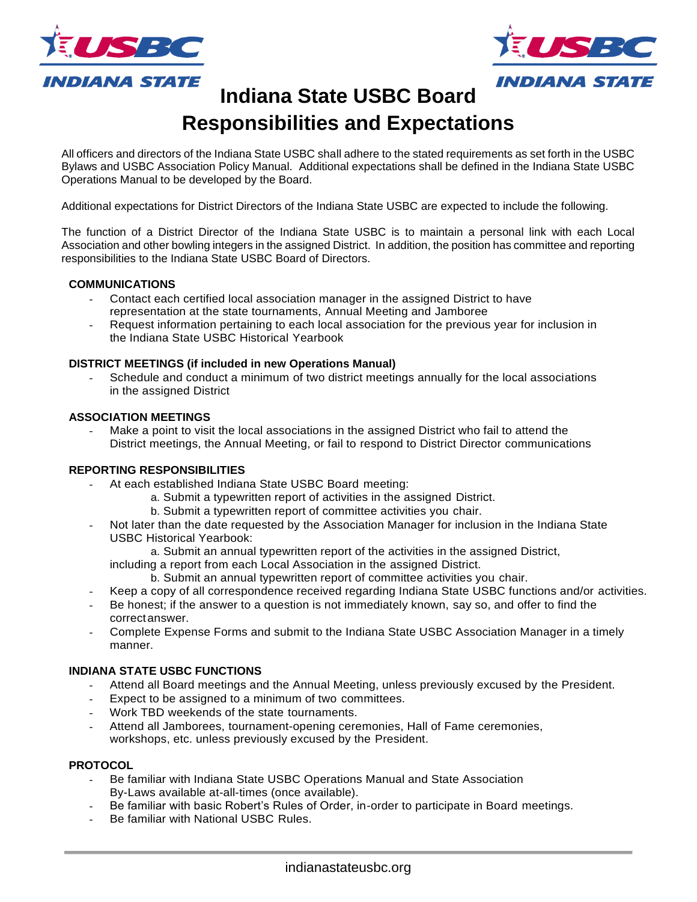# Indiana State USBC Board Responsibilities and Expectations

All officers and directors of the Indiana State USBC shall adhere to the stated requirements as set forth in the USBC Bylaws and USBC Association Policy Manual. Additional expectations shall be defined in the Indiana State USBC Operations Manual to be developed by the Board.

Additional expectations for District Directors of the Indiana State USBC are expected to include the following.

The function of a District Director of the Indiana State USBC is to maintain a personal link with each Local Association and other bowling integers in the assigned District. In addition, the position has committee and reporting responsibilities to the Indiana State USBC Board of Directors.

**COMMUNICATIONS**

- Contact each certified local association manager in the assigned District to have representation at the state tournaments, Annual Meeting and Jamboree
- Request information pertaining to each local association for the previous year for inclusion in the Indiana State USBC Historical Yearbook

**DISTRICT MEETINGS (if included in new Operations Manual)**

- Schedule and conduct a minimum of two district meetings annually for the local associations in the assigned District

**ASSOCIATION MEETINGS**

- Make a point to visit the local associations in the assigned District who fail to attend the District meetings, the Annual Meeting, or fail to respond to District Director communications

**REPORTING RESPONSIBILITIES**

- At each established Indiana State USBC Board meeting:
  - a. Submit a typewritten report of activities in the assigned District.
  - b. Submit a typewritten report of committee activities you chair.
- Not later than the date requested by the Association Manager for inclusion in the Indiana State USBC Historical Yearbook:
  - a. Submit an annual typewritten report of the activities in the assigned District, including a report from each Local Association in the assigned District.
  - b. Submit an annual typewritten report of committee activities you chair.
- Keep a copy of all correspondence received regarding Indiana State USBC functions and/or activities.
- Be honest; if the answer to a question is not immediately known, say so, and offer to find the correct answer.
- Complete Expense Forms and submit to the Indiana State USBC Association Manager in a timely manner.

**INDIANA STATE USBC FUNCTIONS**

- Attend all Board meetings and the Annual Meeting, unless previously excused by the President.
- Expect to be assigned to a minimum of two committees.
- Work TBD weekends of the state tournaments.
- Attend all Jamborees, tournament-opening ceremonies, Hall of Fame ceremonies, workshops, etc. unless previously excused by the President.

**PROTOCOL**

- Be familiar with Indiana State USBC Operations Manual and State Association By-Laws available at-all-times (once available).
- Be familiar with basic Robert's Rules of Order, in-order to participate in Board meetings.
- Be familiar with National USBC Rules.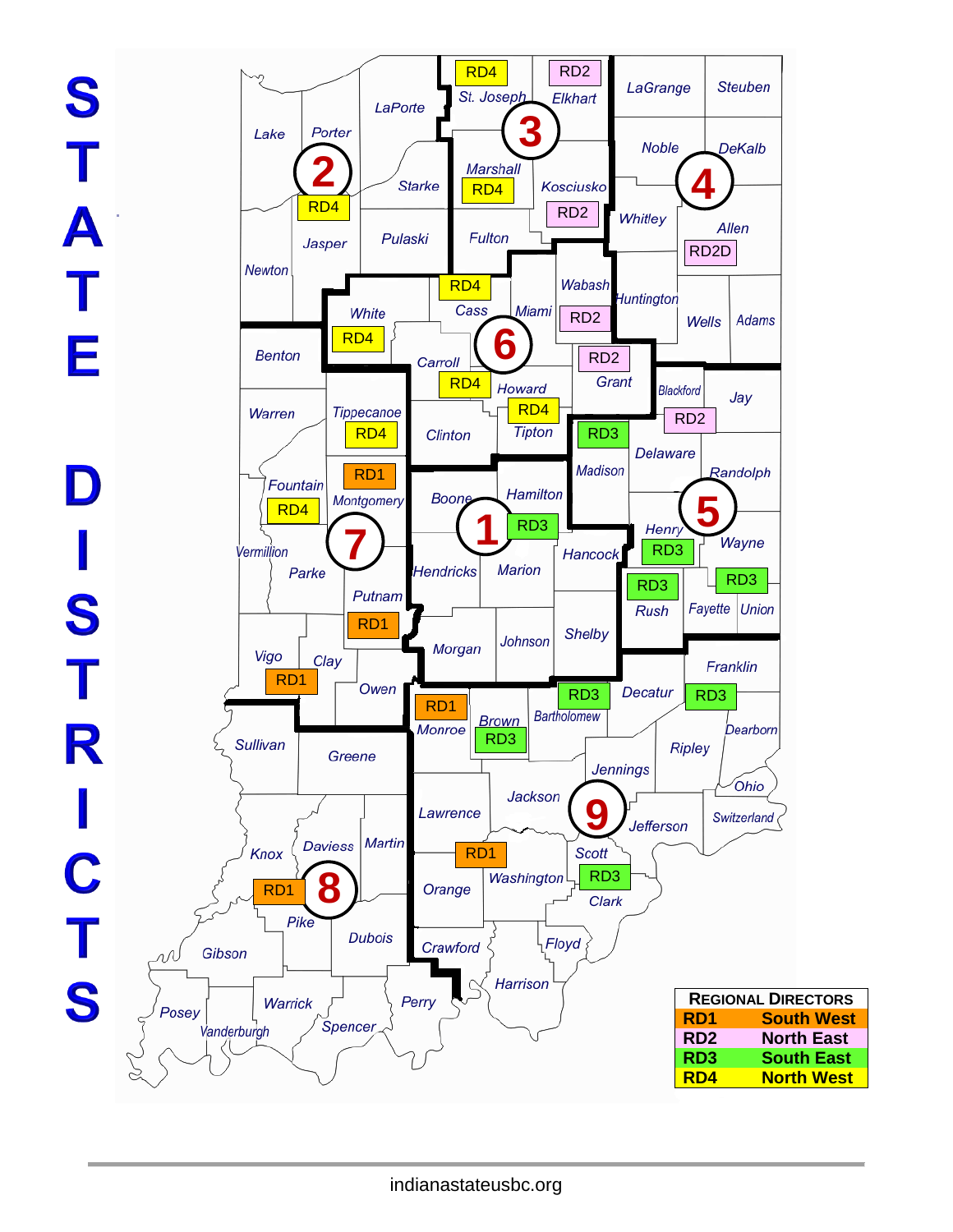# STATE DISTRICTS

| REGIONAL DIRECTORS | |
|---|---|
| RD1 | South West |
| RD2 | North East |
| RD3 | South East |
| RD4 | North West |

indianastateusbc.org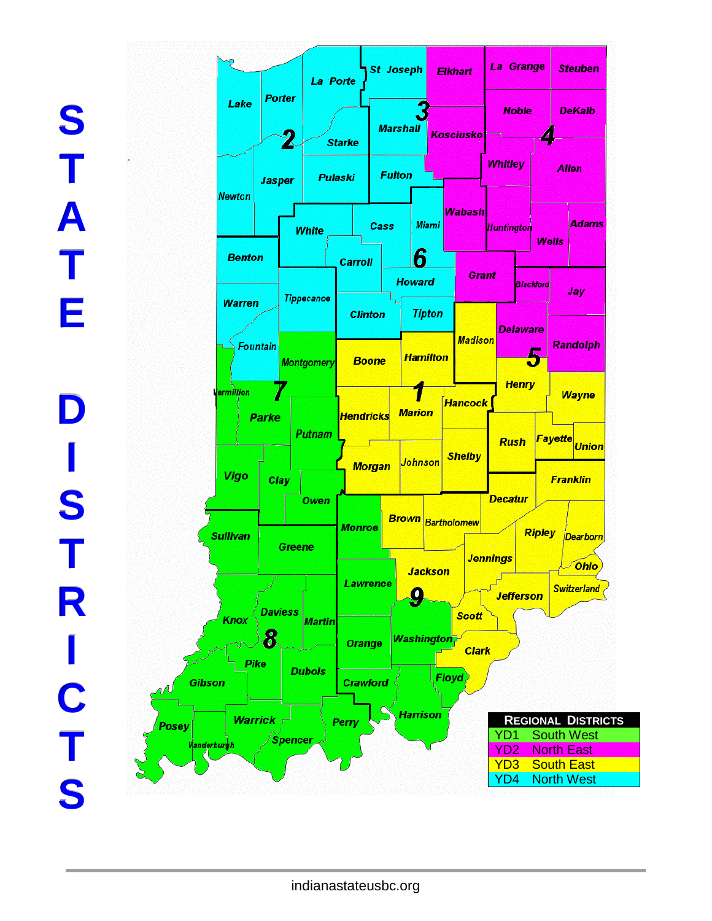# STATE DISTRICTS

Lake
Porter
La Porte
St Joseph
Elkhart
La Grange
Steuben
Starke
Marshall
Kosciusko
Noble
DeKalb
Newton
Jasper
Pulaski
Fulton
Whitley
Allen
White
Cass
Miami
Wabash
Huntington
Adams
Wells
Benton
Carroll
Howard
Grant
Blackford
Jay
Warren
Tippecanoe
Clinton
Tipton
Madison
Delaware
Randolph
Fountain
Montgomery
Boone
Hamilton
Henry
Wayne
Vermillion
Parke
Hendricks
Marion
Hancock
Putnam
Rush
Fayette
Union
Vigo
Clay
Morgan
Johnson
Shelby
Owen
Decatur
Franklin
Sullivan
Greene
Monroe
Brown
Bartholomew
Ripley
Dearborn
Jennings
Ohio
Lawrence
Jackson
Jefferson
Switzerland
Knox
Daviess
Martin
Scott
Washington
Orange
Clark
Pike
Dubois
Gibson
Crawford
Floyd
Harrison
Posey
Vanderburgh
Warrick
Spencer
Perry

1
2
3
4
5
6
7
8
9

| REGIONAL DISTRICTS | |
|---|---|
| YD1 | South West |
| YD2 | North East |
| YD3 | South East |
| YD4 | North West |

indianastateusbc.org